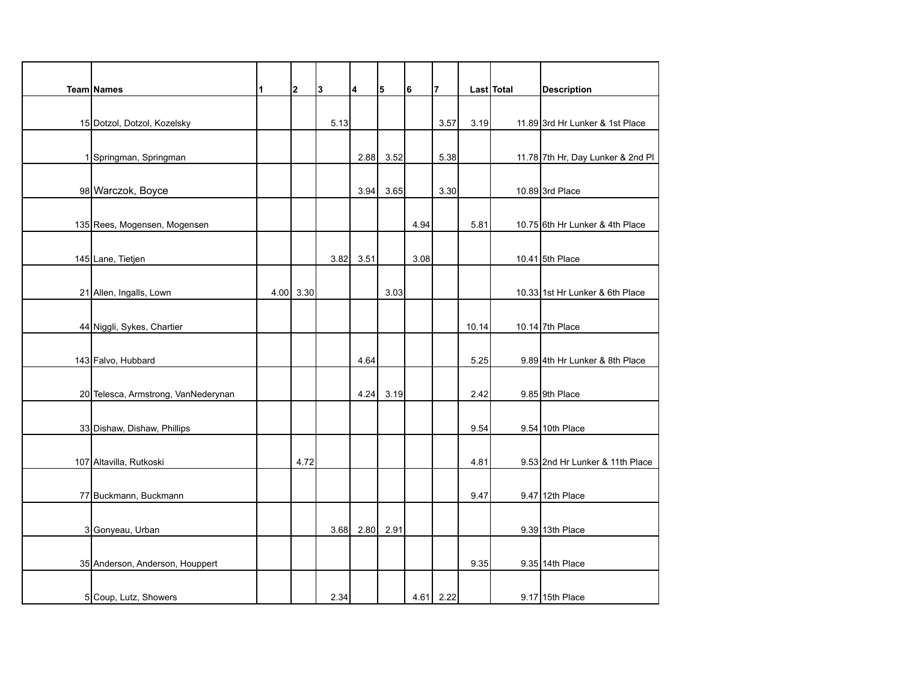| Team | Names | 1 | 2 | 3 | 4 | 5 | 6 | 7 | Last | Total | Description |
|---|---|---|---|---|---|---|---|---|---|---|---|
| 15 | Dotzol, Dotzol, Kozelsky | | | 5.13 | | | | 3.57 | 3.19 | 11.89 | 3rd Hr Lunker & 1st Place |
| 1 | Springman, Springman | | | | 2.88 | 3.52 | | 5.38 | | 11.78 | 7th Hr, Day Lunker & 2nd Pl |
| 98 | Warczok, Boyce | | | | 3.94 | 3.65 | | 3.30 | | 10.89 | 3rd Place |
| 135 | Rees, Mogensen, Mogensen | | | | | | 4.94 | | 5.81 | 10.75 | 6th Hr Lunker & 4th Place |
| 145 | Lane, Tietjen | | | 3.82 | 3.51 | | 3.08 | | | 10.41 | 5th Place |
| 21 | Allen, Ingalls, Lown | 4.00 | 3.30 | | | 3.03 | | | | 10.33 | 1st Hr Lunker & 6th Place |
| 44 | Niggli, Sykes, Chartier | | | | | | | | 10.14 | 10.14 | 7th Place |
| 143 | Falvo, Hubbard | | | | 4.64 | | | | 5.25 | 9.89 | 4th Hr Lunker & 8th Place |
| 20 | Telesca, Armstrong, VanNederynan | | | | 4.24 | 3.19 | | | 2.42 | 9.85 | 9th Place |
| 33 | Dishaw, Dishaw, Phillips | | | | | | | | 9.54 | 9.54 | 10th Place |
| 107 | Altavilla, Rutkoski | | 4.72 | | | | | | 4.81 | 9.53 | 2nd Hr Lunker & 11th Place |
| 77 | Buckmann, Buckmann | | | | | | | | 9.47 | 9.47 | 12th Place |
| 3 | Gonyeau, Urban | | | 3.68 | 2.80 | 2.91 | | | | 9.39 | 13th Place |
| 35 | Anderson, Anderson, Houppert | | | | | | | | 9.35 | 9.35 | 14th Place |
| 5 | Coup, Lutz, Showers | | | 2.34 | | | 4.61 | 2.22 | | 9.17 | 15th Place |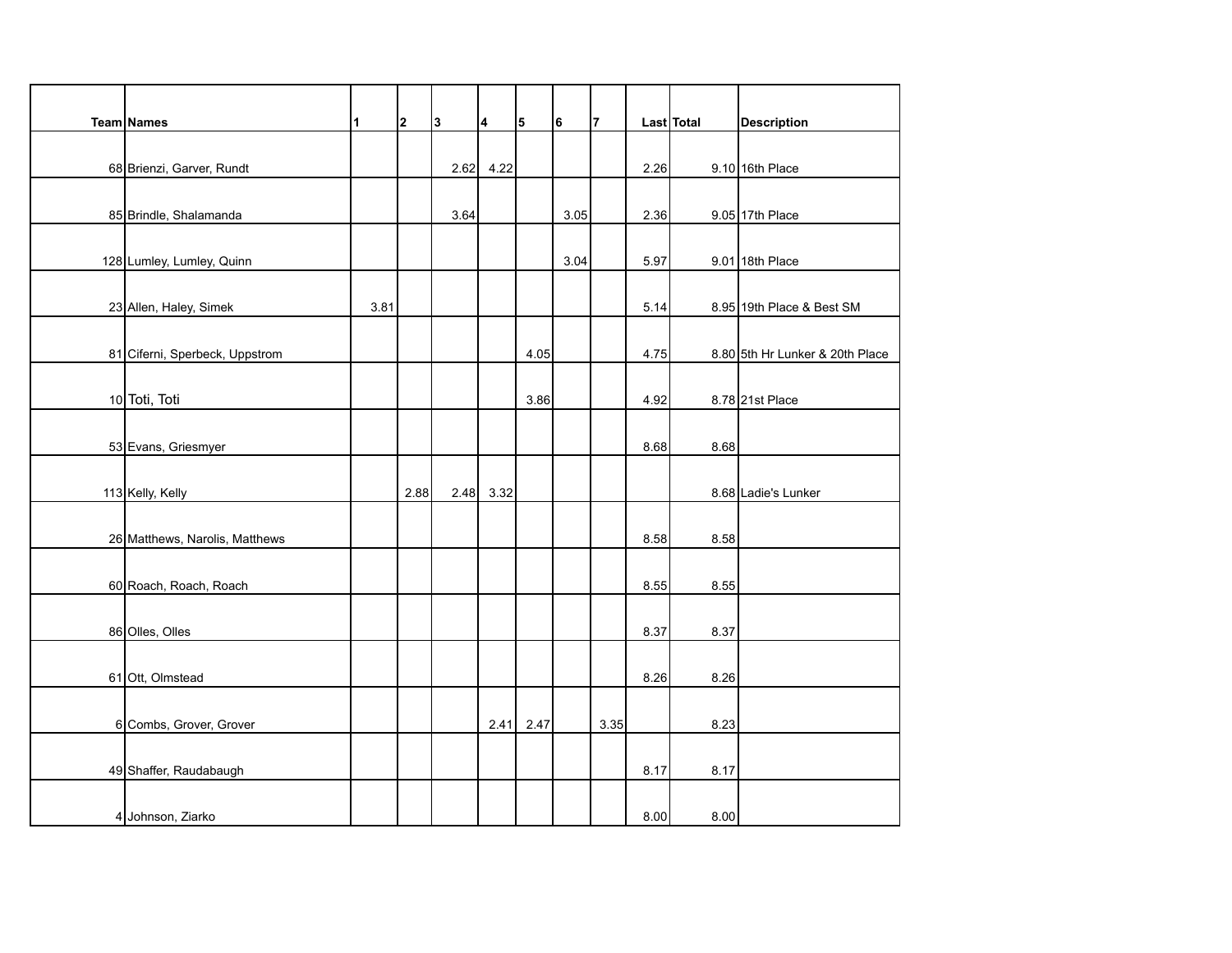| Team | Names | 1 | 2 | 3 | 4 | 5 | 6 | 7 | Last | Total | Description |
|---|---|---|---|---|---|---|---|---|---|---|---|
| 68 | Brienzi, Garver, Rundt | | | 2.62 | 4.22 | | | | 2.26 | 9.10 | 16th Place |
| 85 | Brindle, Shalamanda | | | 3.64 | | | 3.05 | | 2.36 | 9.05 | 17th Place |
| 128 | Lumley, Lumley, Quinn | | | | | | 3.04 | | 5.97 | 9.01 | 18th Place |
| 23 | Allen, Haley, Simek | 3.81 | | | | | | | 5.14 | 8.95 | 19th Place & Best SM |
| 81 | Ciferni, Sperbeck, Uppstrom | | | | | 4.05 | | | 4.75 | 8.80 | 5th Hr Lunker & 20th Place |
| 10 | Toti, Toti | | | | | 3.86 | | | 4.92 | 8.78 | 21st Place |
| 53 | Evans, Griesmyer | | | | | | | | 8.68 | 8.68 | |
| 113 | Kelly, Kelly | | 2.88 | 2.48 | 3.32 | | | | | 8.68 | Ladie's Lunker |
| 26 | Matthews, Narolis, Matthews | | | | | | | | 8.58 | 8.58 | |
| 60 | Roach, Roach, Roach | | | | | | | | 8.55 | 8.55 | |
| 86 | Olles, Olles | | | | | | | | 8.37 | 8.37 | |
| 61 | Ott, Olmstead | | | | | | | | 8.26 | 8.26 | |
| 6 | Combs, Grover, Grover | | | | 2.41 | 2.47 | | 3.35 | | 8.23 | |
| 49 | Shaffer, Raudabaugh | | | | | | | | 8.17 | 8.17 | |
| 4 | Johnson, Ziarko | | | | | | | | 8.00 | 8.00 | |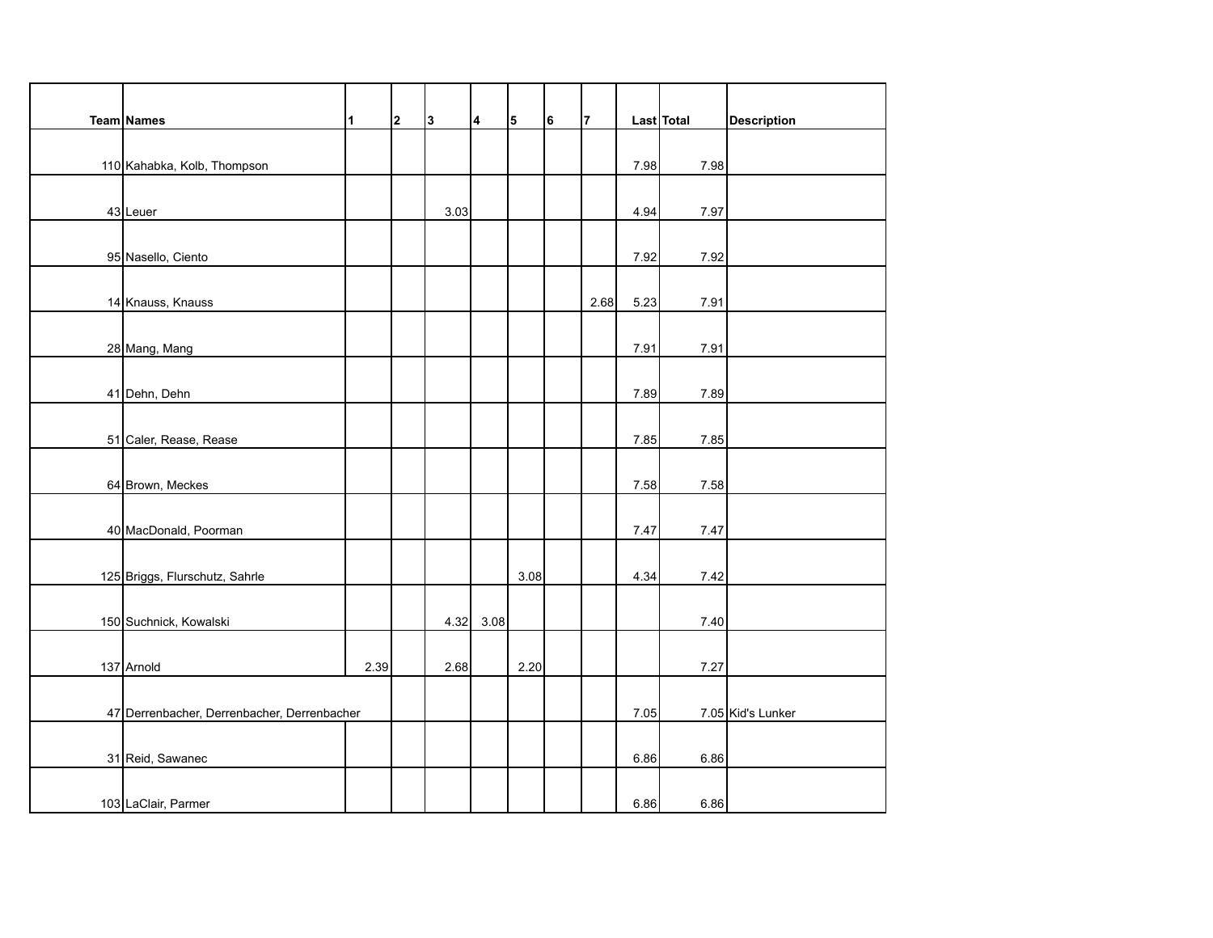| Team | Names | 1 | 2 | 3 | 4 | 5 | 6 | 7 | Last | Total | Description |
|---|---|---|---|---|---|---|---|---|---|---|---|
| 110 | Kahabka, Kolb, Thompson | | | | | | | | 7.98 | 7.98 | |
| 43 | Leuer | | | 3.03 | | | | | 4.94 | 7.97 | |
| 95 | Nasello, Ciento | | | | | | | | 7.92 | 7.92 | |
| 14 | Knauss, Knauss | | | | | | | 2.68 | 5.23 | 7.91 | |
| 28 | Mang, Mang | | | | | | | | 7.91 | 7.91 | |
| 41 | Dehn, Dehn | | | | | | | | 7.89 | 7.89 | |
| 51 | Caler, Rease, Rease | | | | | | | | 7.85 | 7.85 | |
| 64 | Brown, Meckes | | | | | | | | 7.58 | 7.58 | |
| 40 | MacDonald, Poorman | | | | | | | | 7.47 | 7.47 | |
| 125 | Briggs, Flurschutz, Sahrle | | | | | 3.08 | | | 4.34 | 7.42 | |
| 150 | Suchnick, Kowalski | | | 4.32 | 3.08 | | | | | 7.40 | |
| 137 | Arnold | 2.39 | | 2.68 | | 2.20 | | | | 7.27 | |
| 47 | Derrenbacher, Derrenbacher, Derrenbacher | | | | | | | | 7.05 | 7.05 | Kid's Lunker |
| 31 | Reid, Sawanec | | | | | | | | 6.86 | 6.86 | |
| 103 | LaClair, Parmer | | | | | | | | 6.86 | 6.86 | |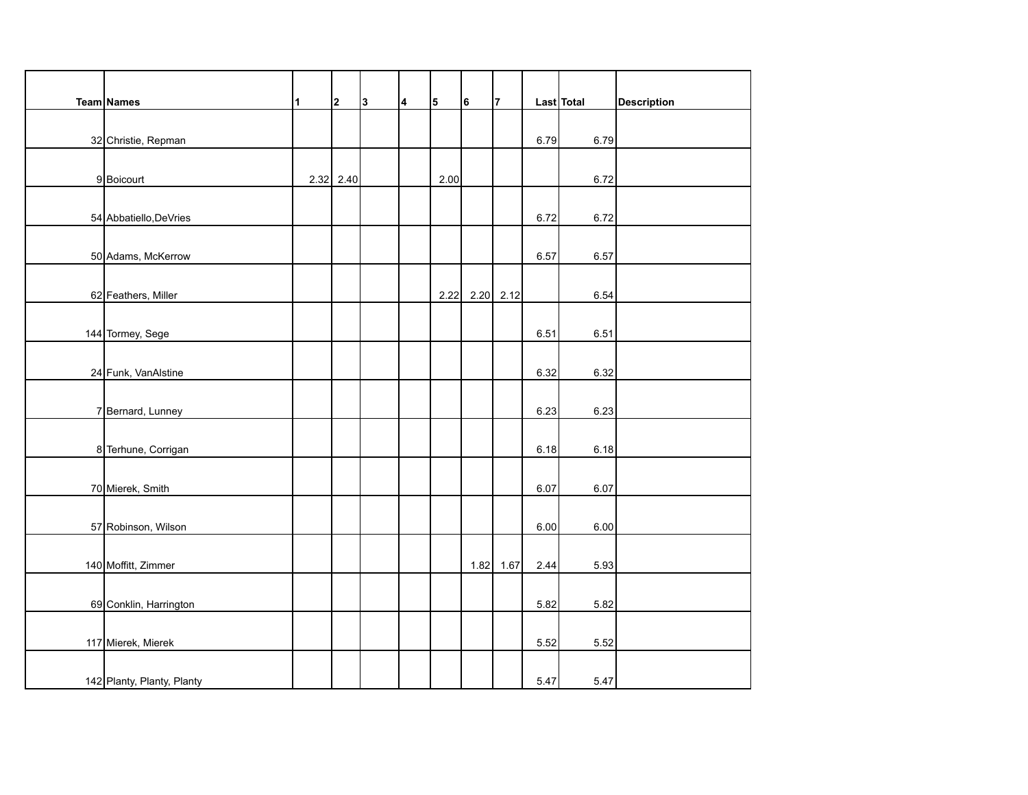| Team | Names | 1 | 2 | 3 | 4 | 5 | 6 | 7 | Last | Total | Description |
|---|---|---|---|---|---|---|---|---|---|---|---|
| 32 | Christie, Repman | | | | | | | | 6.79 | 6.79 | |
| 9 | Boicourt | 2.32 | 2.40 | | | 2.00 | | | | 6.72 | |
| 54 | Abbatiello,DeVries | | | | | | | | 6.72 | 6.72 | |
| 50 | Adams, McKerrow | | | | | | | | 6.57 | 6.57 | |
| 62 | Feathers, Miller | | | | | 2.22 | 2.20 | 2.12 | | 6.54 | |
| 144 | Tormey, Sege | | | | | | | | 6.51 | 6.51 | |
| 24 | Funk, VanAlstine | | | | | | | | 6.32 | 6.32 | |
| 7 | Bernard, Lunney | | | | | | | | 6.23 | 6.23 | |
| 8 | Terhune, Corrigan | | | | | | | | 6.18 | 6.18 | |
| 70 | Mierek, Smith | | | | | | | | 6.07 | 6.07 | |
| 57 | Robinson, Wilson | | | | | | | | 6.00 | 6.00 | |
| 140 | Moffitt, Zimmer | | | | | | 1.82 | 1.67 | 2.44 | 5.93 | |
| 69 | Conklin, Harrington | | | | | | | | 5.82 | 5.82 | |
| 117 | Mierek, Mierek | | | | | | | | 5.52 | 5.52 | |
| 142 | Planty, Planty, Planty | | | | | | | | 5.47 | 5.47 | |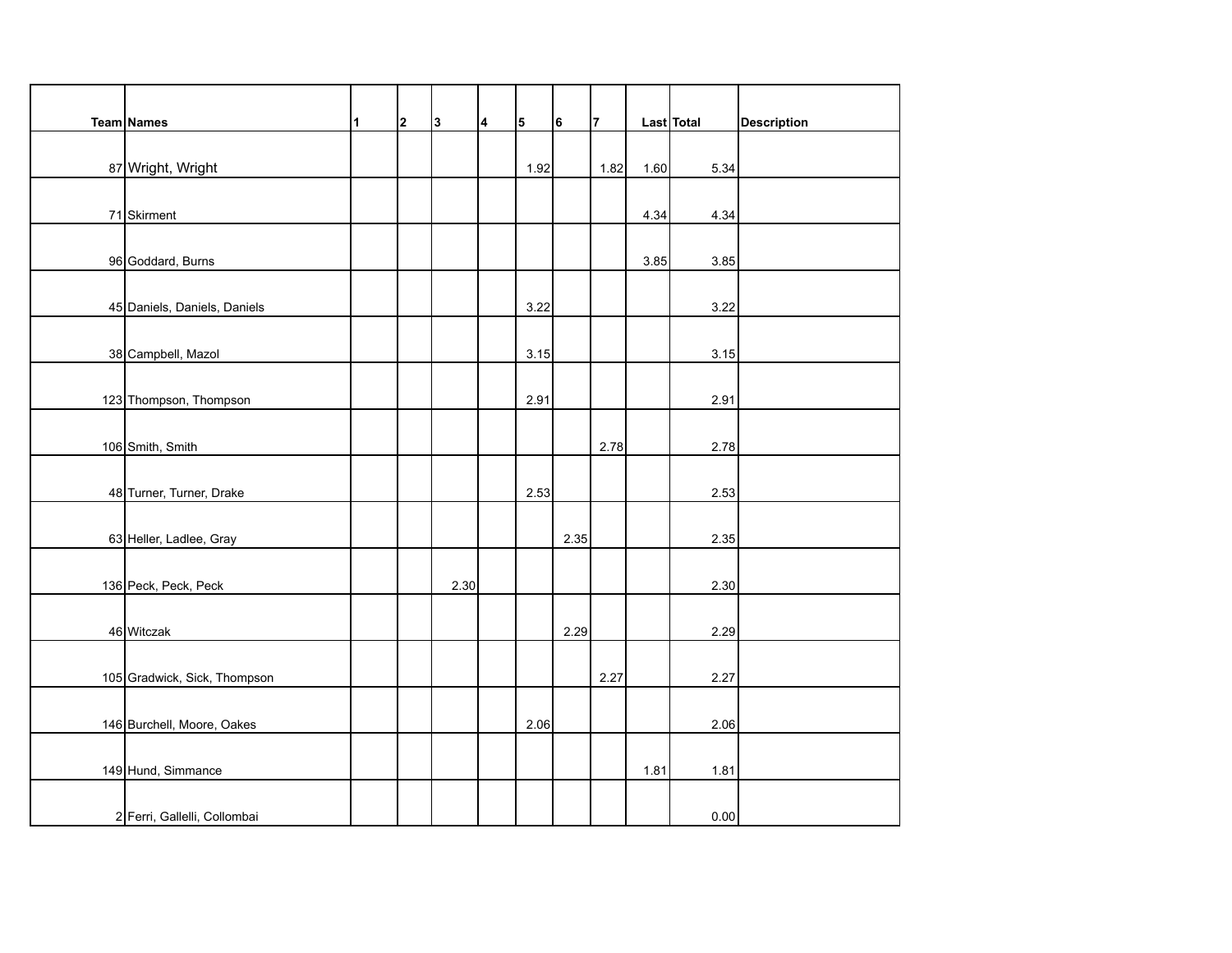| Team | Names | 1 | 2 | 3 | 4 | 5 | 6 | 7 | Last | Total | Description |
|---|---|---|---|---|---|---|---|---|---|---|---|
| 87 | Wright, Wright | | | | | 1.92 | | 1.82 | 1.60 | 5.34 | |
| 71 | Skirment | | | | | | | | 4.34 | 4.34 | |
| 96 | Goddard, Burns | | | | | | | | 3.85 | 3.85 | |
| 45 | Daniels, Daniels, Daniels | | | | | 3.22 | | | | 3.22 | |
| 38 | Campbell, Mazol | | | | | 3.15 | | | | 3.15 | |
| 123 | Thompson, Thompson | | | | | 2.91 | | | | 2.91 | |
| 106 | Smith, Smith | | | | | | | 2.78 | | 2.78 | |
| 48 | Turner, Turner, Drake | | | | | 2.53 | | | | 2.53 | |
| 63 | Heller, Ladlee, Gray | | | | | | 2.35 | | | 2.35 | |
| 136 | Peck, Peck, Peck | | | 2.30 | | | | | | 2.30 | |
| 46 | Witczak | | | | | | 2.29 | | | 2.29 | |
| 105 | Gradwick, Sick, Thompson | | | | | | | 2.27 | | 2.27 | |
| 146 | Burchell, Moore, Oakes | | | | | 2.06 | | | | 2.06 | |
| 149 | Hund, Simmance | | | | | | | | 1.81 | 1.81 | |
| 2 | Ferri, Gallelli, Collombai | | | | | | | | | 0.00 | |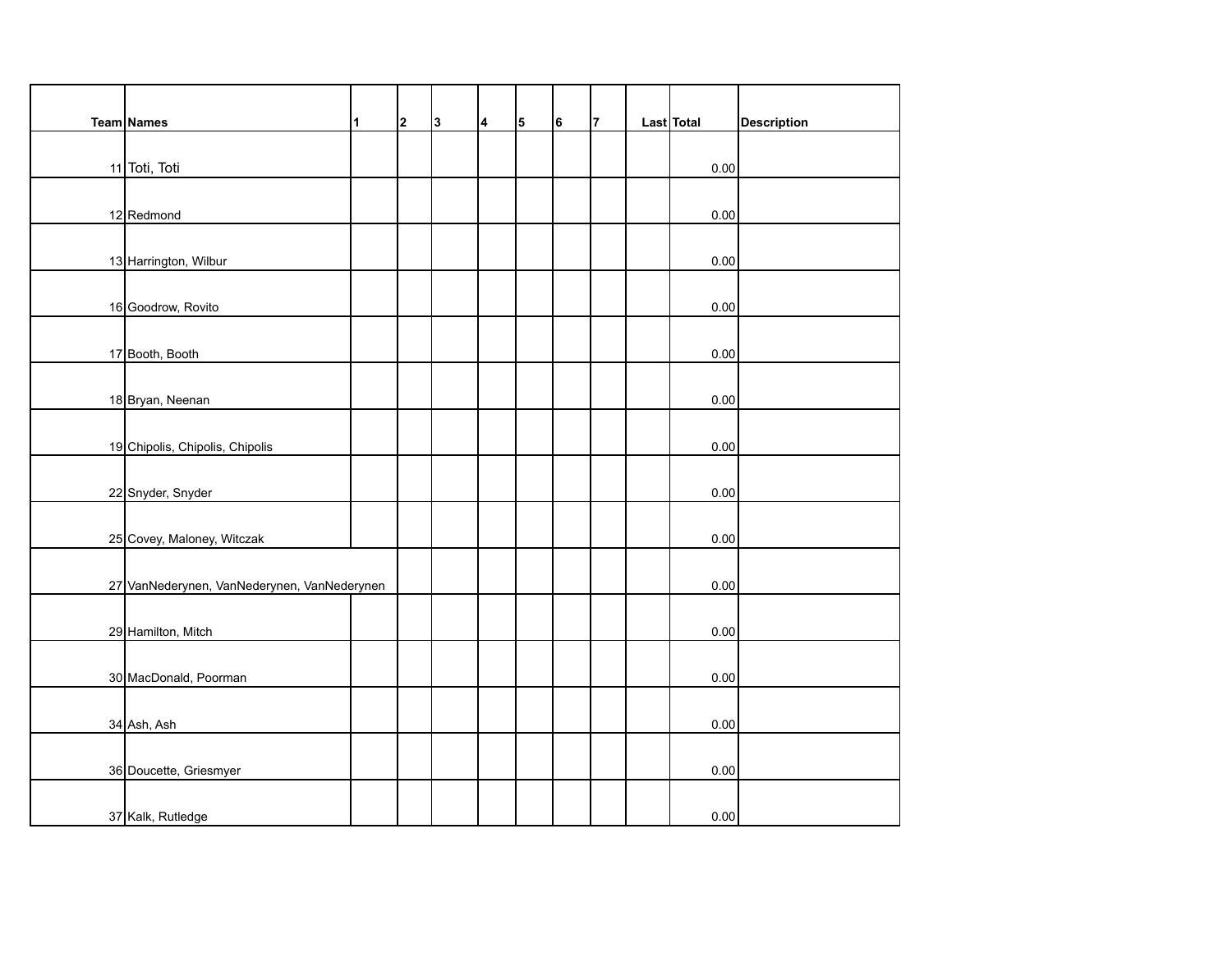| Team | Names | 1 | 2 | 3 | 4 | 5 | 6 | 7 | Last | Total | Description |
|---|---|---|---|---|---|---|---|---|---|---|---|
| 11 | Toti, Toti | | | | | | | | | 0.00 | |
| 12 | Redmond | | | | | | | | | 0.00 | |
| 13 | Harrington, Wilbur | | | | | | | | | 0.00 | |
| 16 | Goodrow, Rovito | | | | | | | | | 0.00 | |
| 17 | Booth, Booth | | | | | | | | | 0.00 | |
| 18 | Bryan, Neenan | | | | | | | | | 0.00 | |
| 19 | Chipolis, Chipolis, Chipolis | | | | | | | | | 0.00 | |
| 22 | Snyder, Snyder | | | | | | | | | 0.00 | |
| 25 | Covey, Maloney, Witczak | | | | | | | | | 0.00 | |
| 27 | VanNederynen, VanNederynen, VanNederynen | | | | | | | | | 0.00 | |
| 29 | Hamilton, Mitch | | | | | | | | | 0.00 | |
| 30 | MacDonald, Poorman | | | | | | | | | 0.00 | |
| 34 | Ash, Ash | | | | | | | | | 0.00 | |
| 36 | Doucette, Griesmyer | | | | | | | | | 0.00 | |
| 37 | Kalk, Rutledge | | | | | | | | | 0.00 | |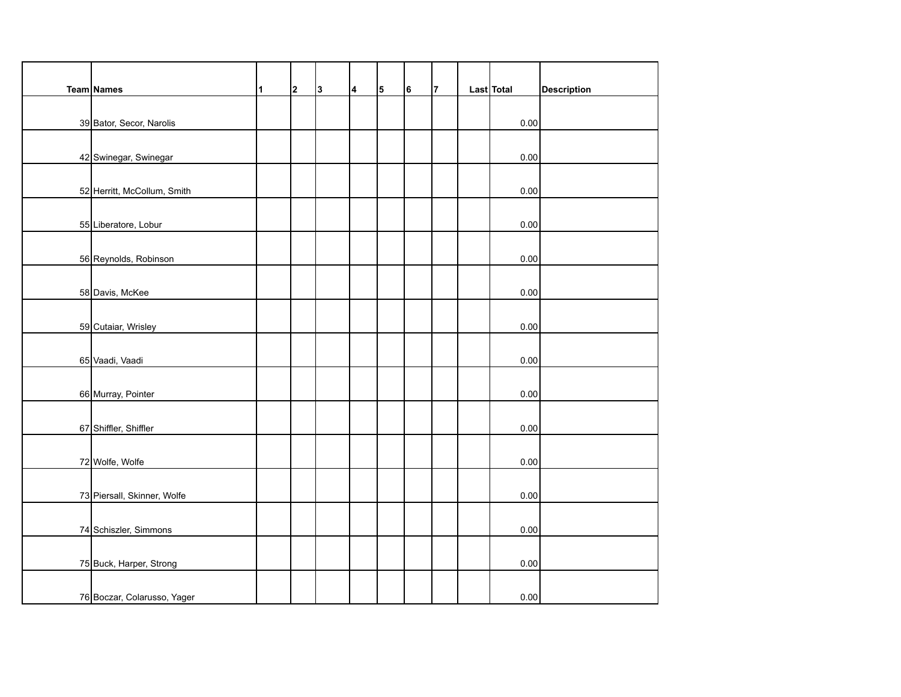| Team | Names | 1 | 2 | 3 | 4 | 5 | 6 | 7 | Last | Total | Description |
| --- | --- | --- | --- | --- | --- | --- | --- | --- | --- | --- | --- |
| 39 | Bator, Secor, Narolis | | | | | | | | | 0.00 | |
| 42 | Swinegar, Swinegar | | | | | | | | | 0.00 | |
| 52 | Herritt, McCollum, Smith | | | | | | | | | 0.00 | |
| 55 | Liberatore, Lobur | | | | | | | | | 0.00 | |
| 56 | Reynolds, Robinson | | | | | | | | | 0.00 | |
| 58 | Davis, McKee | | | | | | | | | 0.00 | |
| 59 | Cutaiar, Wrisley | | | | | | | | | 0.00 | |
| 65 | Vaadi, Vaadi | | | | | | | | | 0.00 | |
| 66 | Murray, Pointer | | | | | | | | | 0.00 | |
| 67 | Shiffler, Shiffler | | | | | | | | | 0.00 | |
| 72 | Wolfe, Wolfe | | | | | | | | | 0.00 | |
| 73 | Piersall, Skinner, Wolfe | | | | | | | | | 0.00 | |
| 74 | Schiszler, Simmons | | | | | | | | | 0.00 | |
| 75 | Buck, Harper, Strong | | | | | | | | | 0.00 | |
| 76 | Boczar, Colarusso, Yager | | | | | | | | | 0.00 | |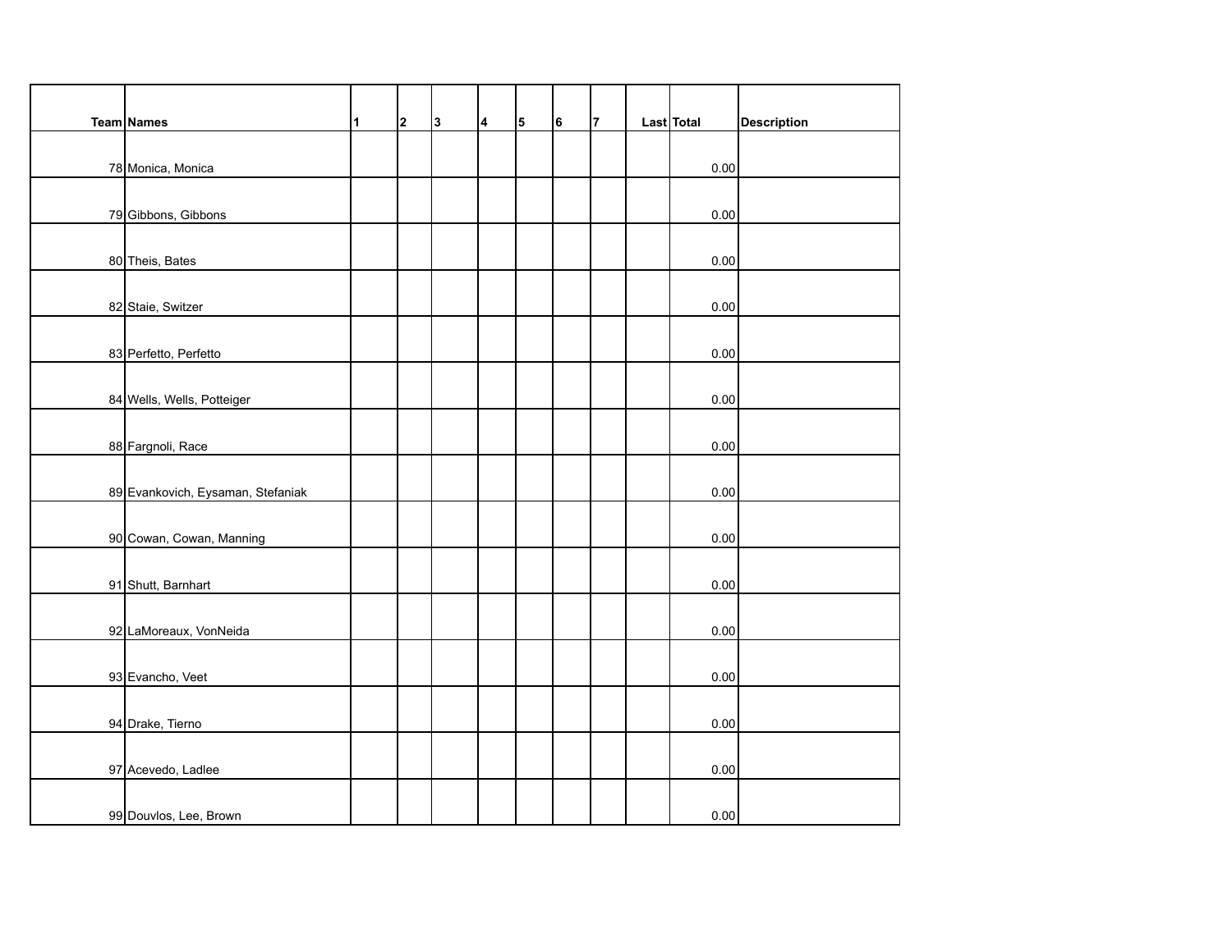| Team | Names | 1 | 2 | 3 | 4 | 5 | 6 | 7 | Last | Total | Description |
|---|---|---|---|---|---|---|---|---|---|---|---|
| 78 | Monica, Monica | | | | | | | | | 0.00 | |
| 79 | Gibbons, Gibbons | | | | | | | | | 0.00 | |
| 80 | Theis, Bates | | | | | | | | | 0.00 | |
| 82 | Staie, Switzer | | | | | | | | | 0.00 | |
| 83 | Perfetto, Perfetto | | | | | | | | | 0.00 | |
| 84 | Wells, Wells, Potteiger | | | | | | | | | 0.00 | |
| 88 | Fargnoli, Race | | | | | | | | | 0.00 | |
| 89 | Evankovich, Eysaman, Stefaniak | | | | | | | | | 0.00 | |
| 90 | Cowan, Cowan, Manning | | | | | | | | | 0.00 | |
| 91 | Shutt, Barnhart | | | | | | | | | 0.00 | |
| 92 | LaMoreaux, VonNeida | | | | | | | | | 0.00 | |
| 93 | Evancho, Veet | | | | | | | | | 0.00 | |
| 94 | Drake, Tierno | | | | | | | | | 0.00 | |
| 97 | Acevedo, Ladlee | | | | | | | | | 0.00 | |
| 99 | Douvlos, Lee, Brown | | | | | | | | | 0.00 | |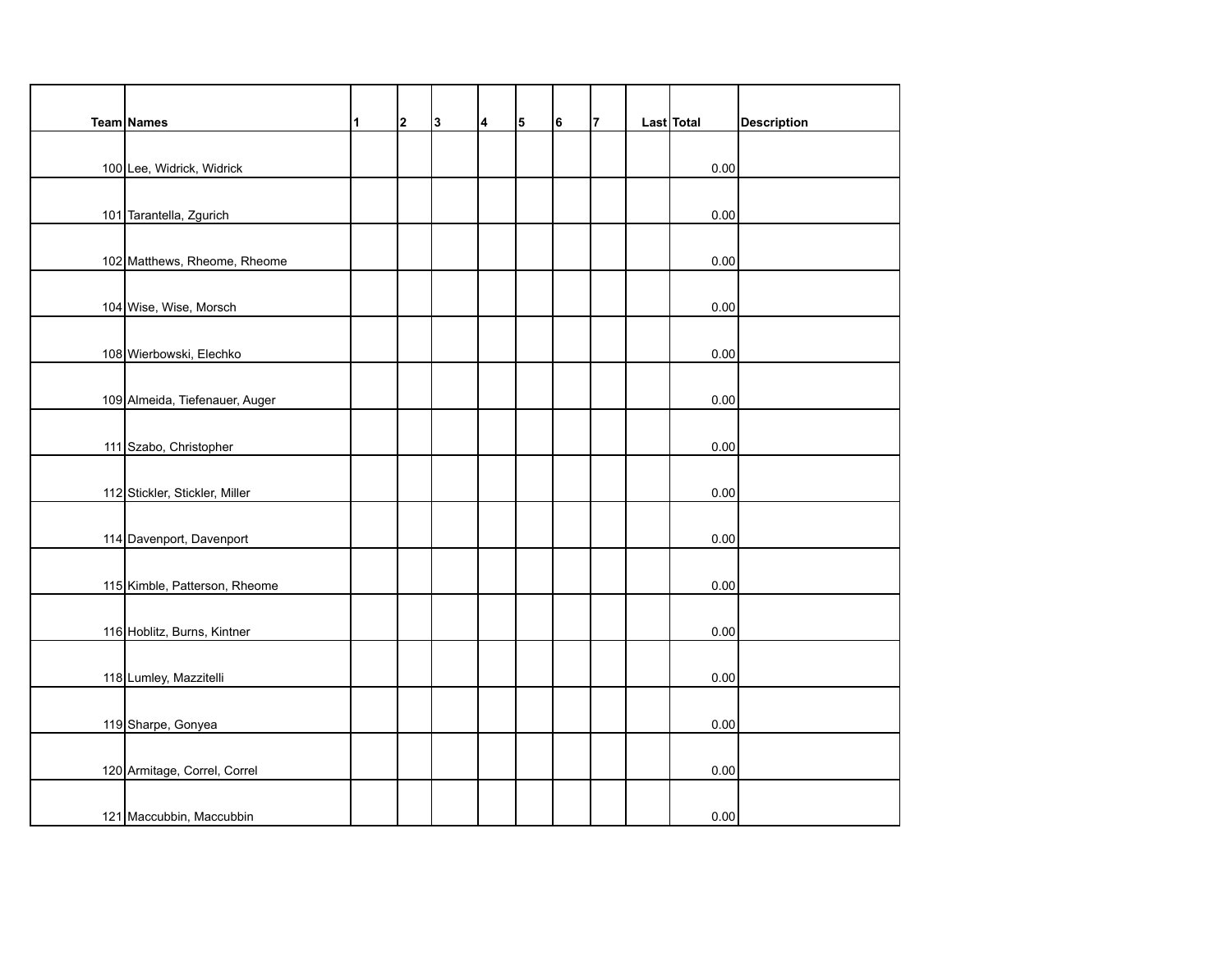| Team | Names | 1 | 2 | 3 | 4 | 5 | 6 | 7 | Last | Total | Description |
|---|---|---|---|---|---|---|---|---|---|---|---|
| 100 | Lee, Widrick, Widrick | | | | | | | | | 0.00 | |
| 101 | Tarantella, Zgurich | | | | | | | | | 0.00 | |
| 102 | Matthews, Rheome, Rheome | | | | | | | | | 0.00 | |
| 104 | Wise, Wise, Morsch | | | | | | | | | 0.00 | |
| 108 | Wierbowski, Elechko | | | | | | | | | 0.00 | |
| 109 | Almeida, Tiefenauer, Auger | | | | | | | | | 0.00 | |
| 111 | Szabo, Christopher | | | | | | | | | 0.00 | |
| 112 | Stickler, Stickler, Miller | | | | | | | | | 0.00 | |
| 114 | Davenport, Davenport | | | | | | | | | 0.00 | |
| 115 | Kimble, Patterson, Rheome | | | | | | | | | 0.00 | |
| 116 | Hoblitz, Burns, Kintner | | | | | | | | | 0.00 | |
| 118 | Lumley, Mazzitelli | | | | | | | | | 0.00 | |
| 119 | Sharpe, Gonyea | | | | | | | | | 0.00 | |
| 120 | Armitage, Correl, Correl | | | | | | | | | 0.00 | |
| 121 | Maccubbin, Maccubbin | | | | | | | | | 0.00 | |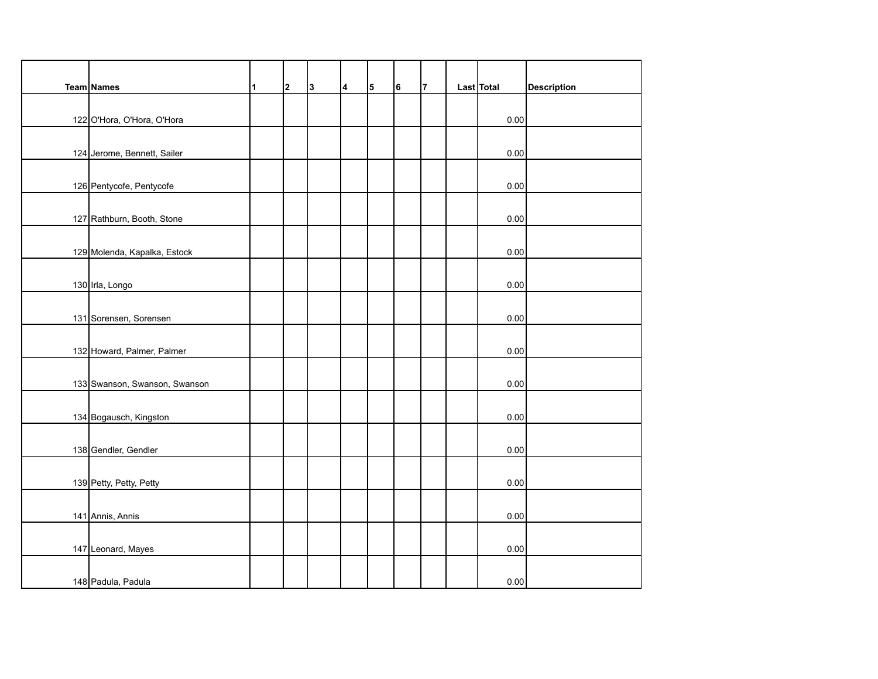| Team | Names | 1 | 2 | 3 | 4 | 5 | 6 | 7 | Last | Total | Description |
|---|---|---|---|---|---|---|---|---|---|---|---|
| 122 | O'Hora, O'Hora, O'Hora | | | | | | | | | 0.00 | |
| 124 | Jerome, Bennett, Sailer | | | | | | | | | 0.00 | |
| 126 | Pentycofe, Pentycofe | | | | | | | | | 0.00 | |
| 127 | Rathburn, Booth, Stone | | | | | | | | | 0.00 | |
| 129 | Molenda, Kapalka, Estock | | | | | | | | | 0.00 | |
| 130 | Irla, Longo | | | | | | | | | 0.00 | |
| 131 | Sorensen, Sorensen | | | | | | | | | 0.00 | |
| 132 | Howard, Palmer, Palmer | | | | | | | | | 0.00 | |
| 133 | Swanson, Swanson, Swanson | | | | | | | | | 0.00 | |
| 134 | Bogausch, Kingston | | | | | | | | | 0.00 | |
| 138 | Gendler, Gendler | | | | | | | | | 0.00 | |
| 139 | Petty, Petty, Petty | | | | | | | | | 0.00 | |
| 141 | Annis, Annis | | | | | | | | | 0.00 | |
| 147 | Leonard, Mayes | | | | | | | | | 0.00 | |
| 148 | Padula, Padula | | | | | | | | | 0.00 | |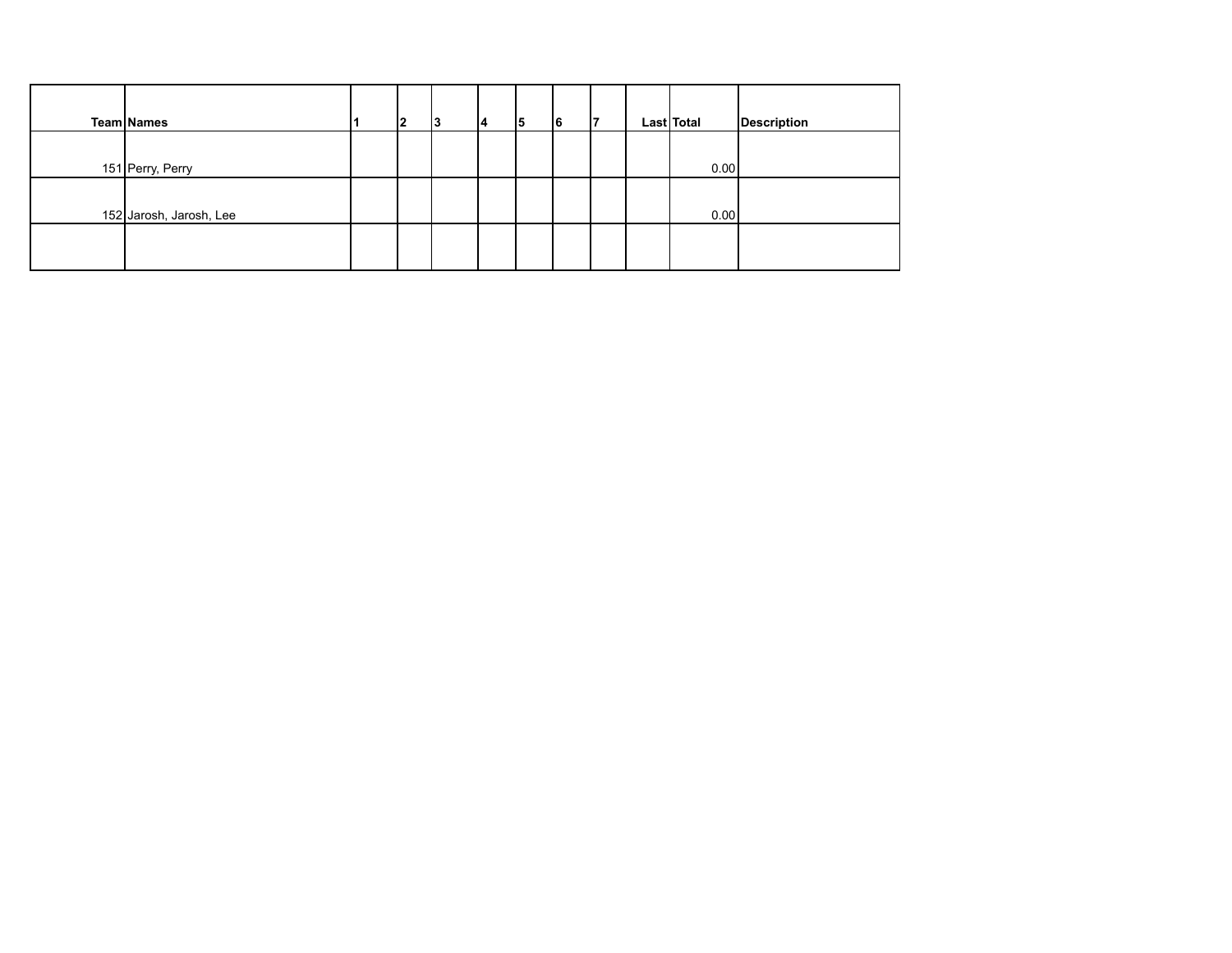| Team | Names | 1 | 2 | 3 | 4 | 5 | 6 | 7 | Last | Total | Description |
|---|---|---|---|---|---|---|---|---|---|---|---|
| 151 | Perry, Perry | | | | | | | | | 0.00 | |
| 152 | Jarosh, Jarosh, Lee | | | | | | | | | 0.00 | |
| | | | | | | | | | | | |